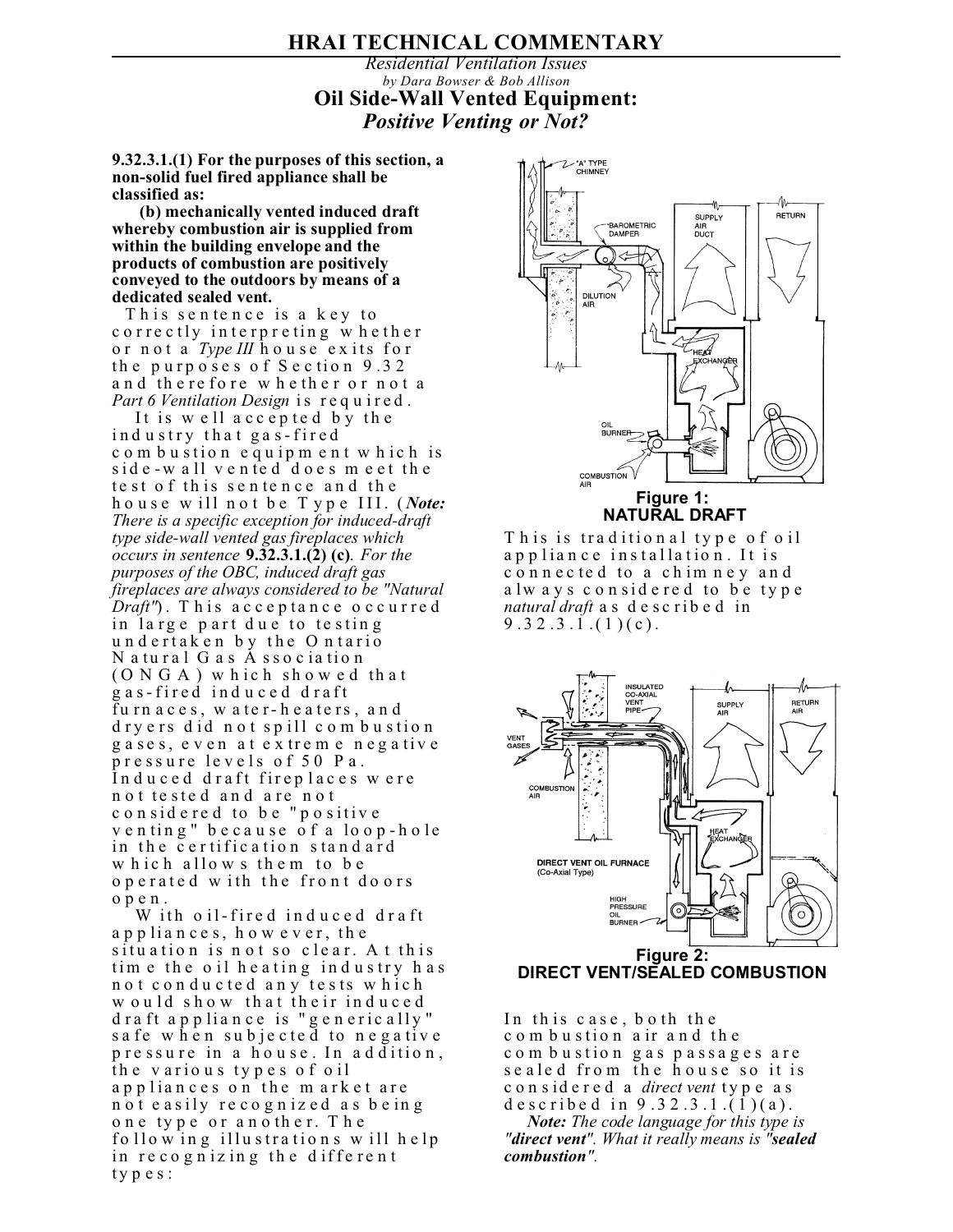# HRAI TECHNICAL COMMENTARY

*Residential Ventilation Issues*

*by Dara Bowser & Bob Allison*

## Oil Side-Wall Vented Equipment:
## *Positive Venting or Not?*

**9.32.3.1.(1) For the purposes of this section, a non-solid fuel fired appliance shall be classified as:**

**(b) mechanically vented induced draft whereby combustion air is supplied from within the building envelope and the products of combustion are positively conveyed to the outdoors by means of a dedicated sealed vent.**

This sentence is a key to correctly interpreting whether or not a *Type III* house exits for the purposes of Section 9.32 and therefore whether or not a *Part 6 Ventilation Design* is required.

It is well accepted by the industry that gas-fired combustion equipment which is side-wall vented does meet the test of this sentence and the house will not be Type III. (***Note:*** *There is a specific exception for induced-draft type side-wall vented gas fireplaces which occurs in sentence* **9.32.3.1.(2) (c)**. *For the purposes of the OBC, induced draft gas fireplaces are always considered to be "Natural Draft"*). This acceptance occurred in large part due to testing undertaken by the Ontario Natural Gas Association (ONGA) which showed that gas-fired induced draft furnaces, water-heaters, and dryers did not spill combustion gases, even at extreme negative pressure levels of 50 Pa. Induced draft fireplaces were not tested and are not considered to be "positive venting" because of a loop-hole in the certification standard which allows them to be operated with the front doors open.

With oil-fired induced draft appliances, however, the situation is not so clear. At this time the oil heating industry has not conducted any tests which would show that their induced draft appliance is "generically" safe when subjected to negative pressure in a house. In addition, the various types of oil appliances on the market are not easily recognized as being one type or another. The following illustrations will help in recognizing the different types:

**Figure 1: NATURAL DRAFT**

This is traditional type of oil appliance installation. It is connected to a chimney and always considered to be type *natural draft* as described in 9.32.3.1.(1)(c).

**Figure 2: DIRECT VENT/SEALED COMBUSTION**

In this case, both the combustion air and the combustion gas passages are sealed from the house so it is considered a *direct vent* type as described in 9.32.3.1.(1)(a).

***Note:*** *The code language for this type is **"direct vent"**. What it really means is **"sealed combustion"**.*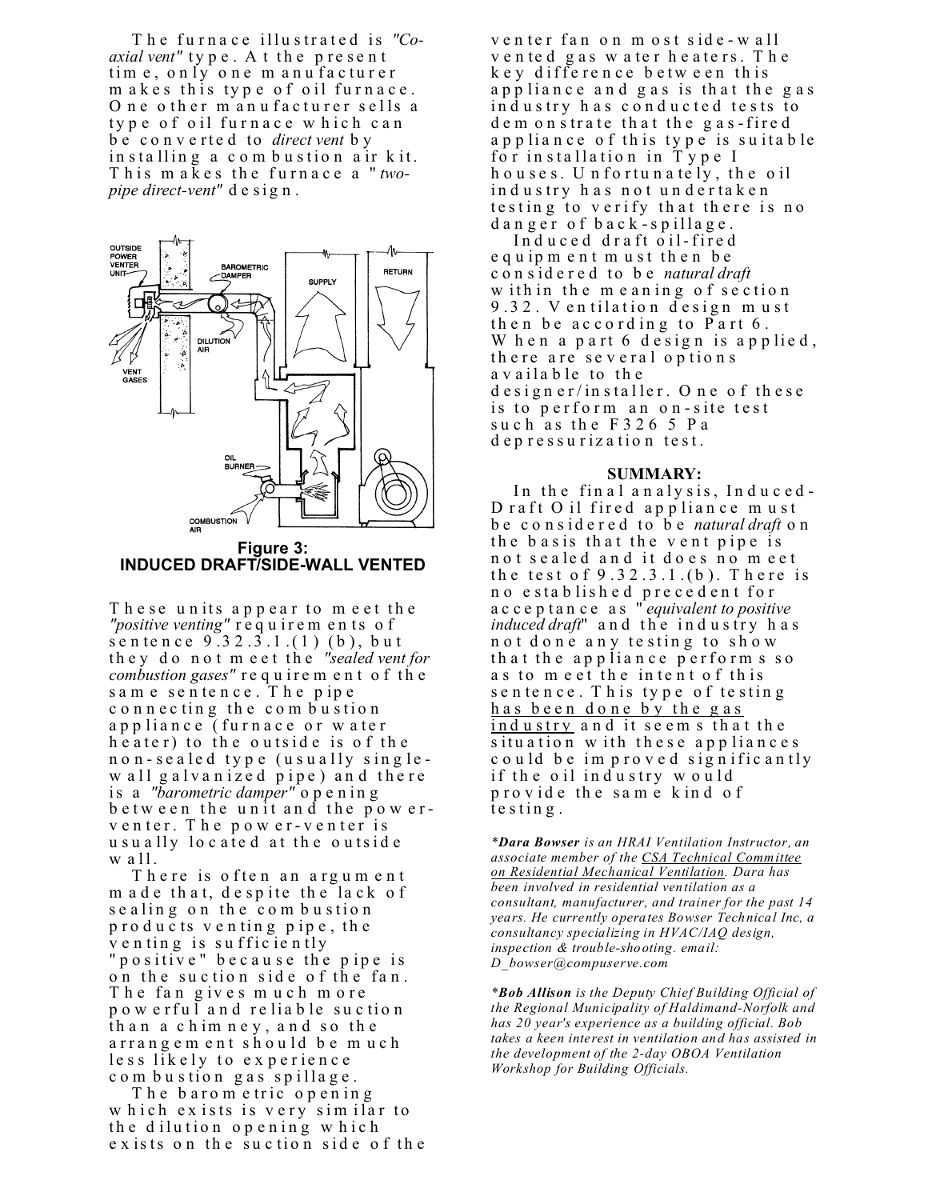The furnace illustrated is *"Co-axial vent"* type. At the present time, only one manufacturer makes this type of oil furnace. One other manufacturer sells a type of oil furnace which can be converted to *direct vent* by installing a combustion air kit. This makes the furnace a "*two-pipe direct-vent"* design.

OUTSIDE POWER VENTER UNIT
BAROMETRIC DAMPER
SUPPLY
RETURN
DILUTION AIR
VENT GASES
OIL BURNER
COMBUSTION AIR

**Figure 3:**
**INDUCED DRAFT/SIDE-WALL VENTED**

These units appear to meet the *"positive venting"* requirements of sentence 9.32.3.1.(1) (b), but they do not meet the *"sealed vent for combustion gases"* requirement of the same sentence. The pipe connecting the combustion appliance (furnace or water heater) to the outside is of the non-sealed type (usually single-wall galvanized pipe) and there is a *"barometric damper"* opening between the unit and the power-venter. The power-venter is usually located at the outside wall.

There is often an argument made that, despite the lack of sealing on the combustion products venting pipe, the venting is sufficiently "positive" because the pipe is on the suction side of the fan. The fan gives much more powerful and reliable suction than a chimney, and so the arrangement should be much less likely to experience combustion gas spillage.

The barometric opening which exists is very similar to the dilution opening which exists on the suction side of the venter fan on most side-wall vented gas water heaters. The key difference between this appliance and gas is that the gas industry has conducted tests to demonstrate that the gas-fired appliance of this type is suitable for installation in Type I houses. Unfortunately, the oil industry has not undertaken testing to verify that there is no danger of back-spillage.

Induced draft oil-fired equipment must then be considered to be *natural draft* within the meaning of section 9.32. Ventilation design must then be according to Part 6. When a part 6 design is applied, there are several options available to the designer/installer. One of these is to perform an on-site test such as the F326 5 Pa depressurization test.

**SUMMARY:**

In the final analysis, Induced-Draft Oil fired appliance must be considered to be *natural draft* on the basis that the vent pipe is not sealed and it does no meet the test of 9.32.3.1.(b). There is no established precedent for acceptance as "*equivalent to positive induced draft*" and the industry has not done any testing to show that the appliance performs so as to meet the intent of this sentence. This type of testing has been done by the gas industry and it seems that the situation with these appliances could be improved significantly if the oil industry would provide the same kind of testing.

*\*Dara Bowser is an HRAI Ventilation Instructor, an associate member of the CSA Technical Committee on Residential Mechanical Ventilation. Dara has been involved in residential ventilation as a consultant, manufacturer, and trainer for the past 14 years. He currently operates Bowser Technical Inc, a consultancy specializing in HVAC/IAQ design, inspection & trouble-shooting. email: D_bowser@compuserve.com*

*\*Bob Allison is the Deputy Chief Building Official of the Regional Municipality of Haldimand-Norfolk and has 20 year's experience as a building official. Bob takes a keen interest in ventilation and has assisted in the development of the 2-day OBOA Ventilation Workshop for Building Officials.*